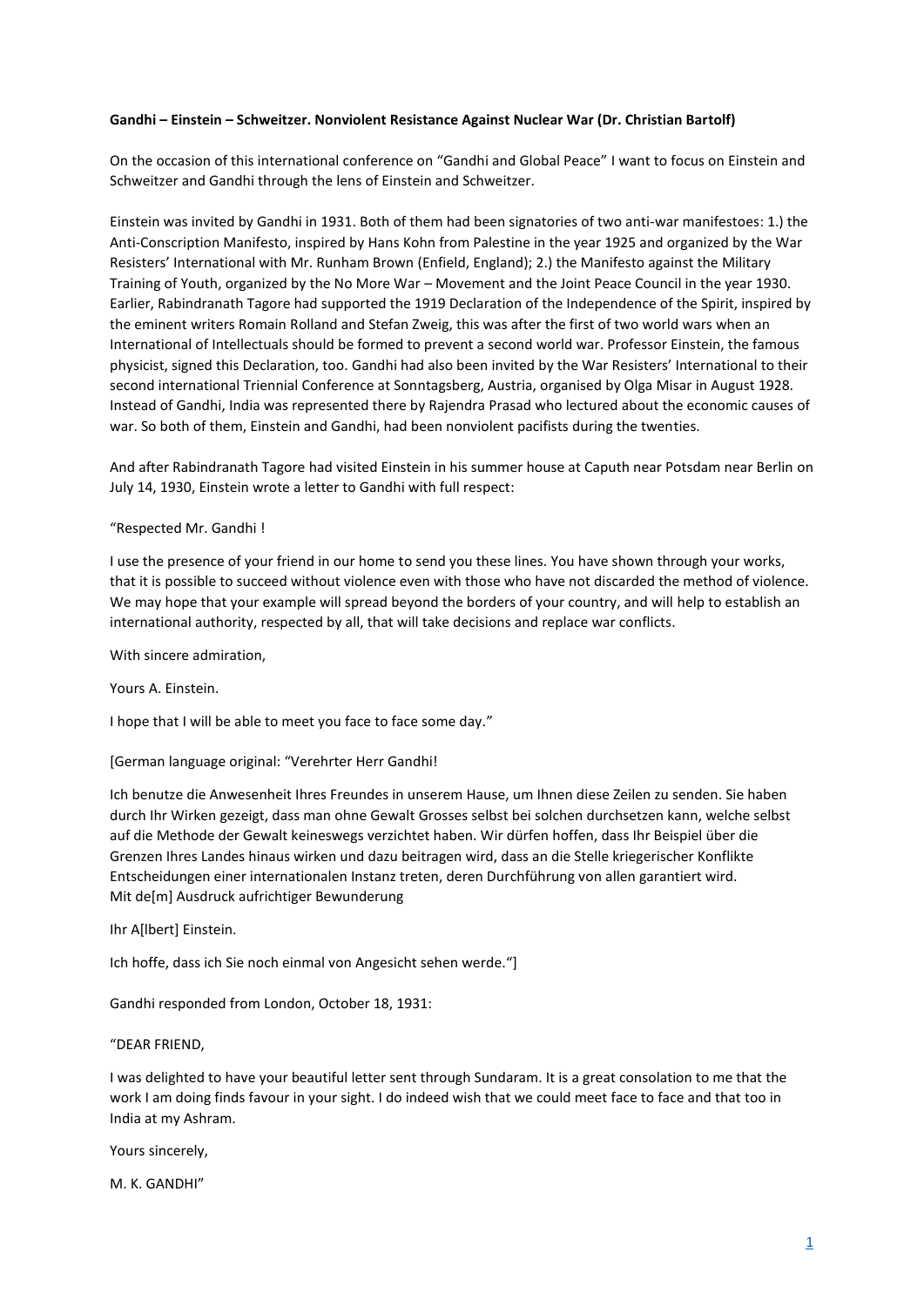**Gandhi – Einstein – Schweitzer. Nonviolent Resistance Against Nuclear War (Dr. Christian Bartolf)**

On the occasion of this international conference on "Gandhi and Global Peace" I want to focus on Einstein and Schweitzer and Gandhi through the lens of Einstein and Schweitzer.

Einstein was invited by Gandhi in 1931. Both of them had been signatories of two anti-war manifestoes: 1.) the Anti-Conscription Manifesto, inspired by Hans Kohn from Palestine in the year 1925 and organized by the War Resisters' International with Mr. Runham Brown (Enfield, England); 2.) the Manifesto against the Military Training of Youth, organized by the No More War – Movement and the Joint Peace Council in the year 1930. Earlier, Rabindranath Tagore had supported the 1919 Declaration of the Independence of the Spirit, inspired by the eminent writers Romain Rolland and Stefan Zweig, this was after the first of two world wars when an International of Intellectuals should be formed to prevent a second world war. Professor Einstein, the famous physicist, signed this Declaration, too. Gandhi had also been invited by the War Resisters' International to their second international Triennial Conference at Sonntagsberg, Austria, organised by Olga Misar in August 1928. Instead of Gandhi, India was represented there by Rajendra Prasad who lectured about the economic causes of war. So both of them, Einstein and Gandhi, had been nonviolent pacifists during the twenties.

And after Rabindranath Tagore had visited Einstein in his summer house at Caputh near Potsdam near Berlin on July 14, 1930, Einstein wrote a letter to Gandhi with full respect:

"Respected Mr. Gandhi !

I use the presence of your friend in our home to send you these lines. You have shown through your works, that it is possible to succeed without violence even with those who have not discarded the method of violence. We may hope that your example will spread beyond the borders of your country, and will help to establish an international authority, respected by all, that will take decisions and replace war conflicts.

With sincere admiration,

Yours A. Einstein.

I hope that I will be able to meet you face to face some day."

[German language original: "Verehrter Herr Gandhi!

Ich benutze die Anwesenheit Ihres Freundes in unserem Hause, um Ihnen diese Zeilen zu senden. Sie haben durch Ihr Wirken gezeigt, dass man ohne Gewalt Grosses selbst bei solchen durchsetzen kann, welche selbst auf die Methode der Gewalt keineswegs verzichtet haben. Wir dürfen hoffen, dass Ihr Beispiel über die Grenzen Ihres Landes hinaus wirken und dazu beitragen wird, dass an die Stelle kriegerischer Konflikte Entscheidungen einer internationalen Instanz treten, deren Durchführung von allen garantiert wird.
Mit de[m] Ausdruck aufrichtiger Bewunderung

Ihr A[lbert] Einstein.

Ich hoffe, dass ich Sie noch einmal von Angesicht sehen werde."]

Gandhi responded from London, October 18, 1931:

"DEAR FRIEND,

I was delighted to have your beautiful letter sent through Sundaram. It is a great consolation to me that the work I am doing finds favour in your sight. I do indeed wish that we could meet face to face and that too in India at my Ashram.

Yours sincerely,

M. K. GANDHI"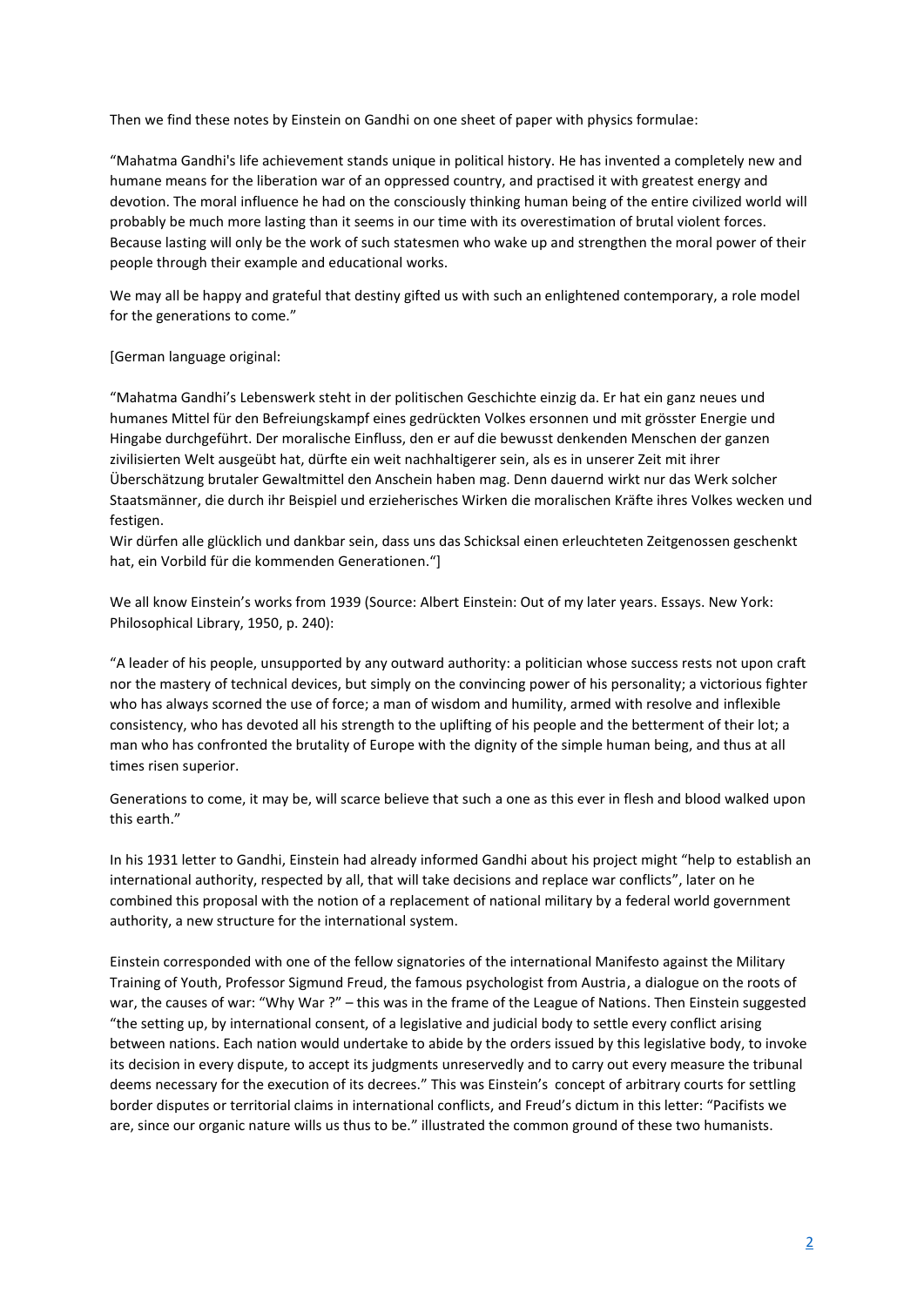Then we find these notes by Einstein on Gandhi on one sheet of paper with physics formulae:

"Mahatma Gandhi's life achievement stands unique in political history. He has invented a completely new and humane means for the liberation war of an oppressed country, and practised it with greatest energy and devotion. The moral influence he had on the consciously thinking human being of the entire civilized world will probably be much more lasting than it seems in our time with its overestimation of brutal violent forces. Because lasting will only be the work of such statesmen who wake up and strengthen the moral power of their people through their example and educational works.

We may all be happy and grateful that destiny gifted us with such an enlightened contemporary, a role model for the generations to come."

[German language original:

"Mahatma Gandhi's Lebenswerk steht in der politischen Geschichte einzig da. Er hat ein ganz neues und humanes Mittel für den Befreiungskampf eines gedrückten Volkes ersonnen und mit grösster Energie und Hingabe durchgeführt. Der moralische Einfluss, den er auf die bewusst denkenden Menschen der ganzen zivilisierten Welt ausgeübt hat, dürfte ein weit nachhaltigerer sein, als es in unserer Zeit mit ihrer Überschätzung brutaler Gewaltmittel den Anschein haben mag. Denn dauernd wirkt nur das Werk solcher Staatsmänner, die durch ihr Beispiel und erzieherisches Wirken die moralischen Kräfte ihres Volkes wecken und festigen.
Wir dürfen alle glücklich und dankbar sein, dass uns das Schicksal einen erleuchteten Zeitgenossen geschenkt hat, ein Vorbild für die kommenden Generationen."]

We all know Einstein's works from 1939 (Source: Albert Einstein: Out of my later years. Essays. New York: Philosophical Library, 1950, p. 240):

"A leader of his people, unsupported by any outward authority: a politician whose success rests not upon craft nor the mastery of technical devices, but simply on the convincing power of his personality; a victorious fighter who has always scorned the use of force; a man of wisdom and humility, armed with resolve and inflexible consistency, who has devoted all his strength to the uplifting of his people and the betterment of their lot; a man who has confronted the brutality of Europe with the dignity of the simple human being, and thus at all times risen superior.

Generations to come, it may be, will scarce believe that such a one as this ever in flesh and blood walked upon this earth."

In his 1931 letter to Gandhi, Einstein had already informed Gandhi about his project might "help to establish an international authority, respected by all, that will take decisions and replace war conflicts", later on he combined this proposal with the notion of a replacement of national military by a federal world government authority, a new structure for the international system.

Einstein corresponded with one of the fellow signatories of the international Manifesto against the Military Training of Youth, Professor Sigmund Freud, the famous psychologist from Austria, a dialogue on the roots of war, the causes of war: "Why War ?" – this was in the frame of the League of Nations. Then Einstein suggested "the setting up, by international consent, of a legislative and judicial body to settle every conflict arising between nations. Each nation would undertake to abide by the orders issued by this legislative body, to invoke its decision in every dispute, to accept its judgments unreservedly and to carry out every measure the tribunal deems necessary for the execution of its decrees." This was Einstein's concept of arbitrary courts for settling border disputes or territorial claims in international conflicts, and Freud's dictum in this letter: "Pacifists we are, since our organic nature wills us thus to be." illustrated the common ground of these two humanists.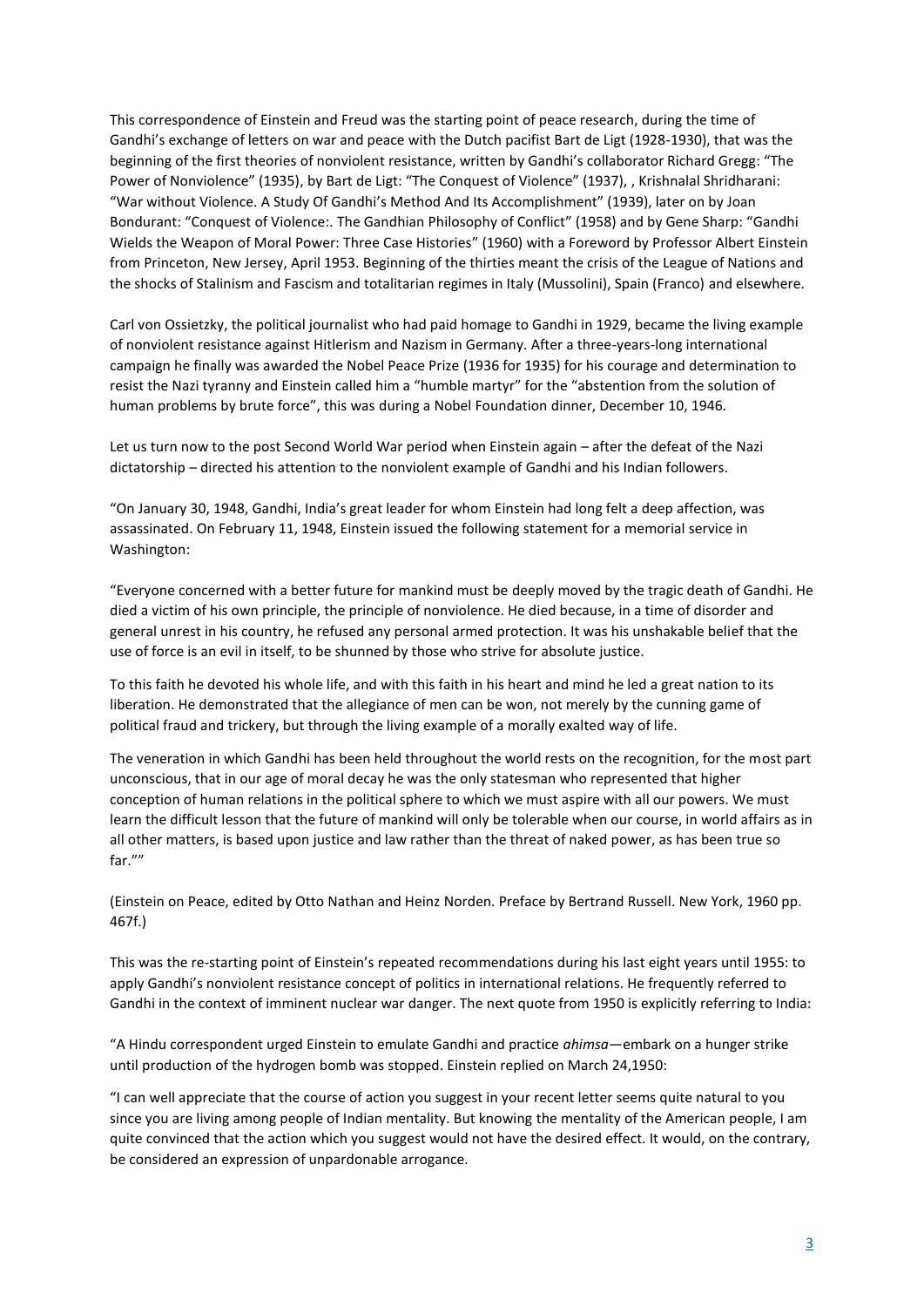This correspondence of Einstein and Freud was the starting point of peace research, during the time of Gandhi's exchange of letters on war and peace with the Dutch pacifist Bart de Ligt (1928-1930), that was the beginning of the first theories of nonviolent resistance, written by Gandhi's collaborator Richard Gregg: "The Power of Nonviolence" (1935), by Bart de Ligt: "The Conquest of Violence" (1937), , Krishnalal Shridharani: "War without Violence. A Study Of Gandhi's Method And Its Accomplishment" (1939), later on by Joan Bondurant: "Conquest of Violence:. The Gandhian Philosophy of Conflict" (1958) and by Gene Sharp: "Gandhi Wields the Weapon of Moral Power: Three Case Histories" (1960) with a Foreword by Professor Albert Einstein from Princeton, New Jersey, April 1953. Beginning of the thirties meant the crisis of the League of Nations and the shocks of Stalinism and Fascism and totalitarian regimes in Italy (Mussolini), Spain (Franco) and elsewhere.

Carl von Ossietzky, the political journalist who had paid homage to Gandhi in 1929, became the living example of nonviolent resistance against Hitlerism and Nazism in Germany. After a three-years-long international campaign he finally was awarded the Nobel Peace Prize (1936 for 1935) for his courage and determination to resist the Nazi tyranny and Einstein called him a "humble martyr" for the "abstention from the solution of human problems by brute force", this was during a Nobel Foundation dinner, December 10, 1946.

Let us turn now to the post Second World War period when Einstein again – after the defeat of the Nazi dictatorship – directed his attention to the nonviolent example of Gandhi and his Indian followers.

"On January 30, 1948, Gandhi, India's great leader for whom Einstein had long felt a deep affection, was assassinated. On February 11, 1948, Einstein issued the following statement for a memorial service in Washington:

"Everyone concerned with a better future for mankind must be deeply moved by the tragic death of Gandhi. He died a victim of his own principle, the principle of nonviolence. He died because, in a time of disorder and general unrest in his country, he refused any personal armed protection. It was his unshakable belief that the use of force is an evil in itself, to be shunned by those who strive for absolute justice.

To this faith he devoted his whole life, and with this faith in his heart and mind he led a great nation to its liberation. He demonstrated that the allegiance of men can be won, not merely by the cunning game of political fraud and trickery, but through the living example of a morally exalted way of life.

The veneration in which Gandhi has been held throughout the world rests on the recognition, for the most part unconscious, that in our age of moral decay he was the only statesman who represented that higher conception of human relations in the political sphere to which we must aspire with all our powers. We must learn the difficult lesson that the future of mankind will only be tolerable when our course, in world affairs as in all other matters, is based upon justice and law rather than the threat of naked power, as has been true so far.""

(Einstein on Peace, edited by Otto Nathan and Heinz Norden. Preface by Bertrand Russell. New York, 1960 pp. 467f.)

This was the re-starting point of Einstein's repeated recommendations during his last eight years until 1955: to apply Gandhi's nonviolent resistance concept of politics in international relations. He frequently referred to Gandhi in the context of imminent nuclear war danger. The next quote from 1950 is explicitly referring to India:

"A Hindu correspondent urged Einstein to emulate Gandhi and practice *ahimsa*—embark on a hunger strike until production of the hydrogen bomb was stopped. Einstein replied on March 24,1950:

"I can well appreciate that the course of action you suggest in your recent letter seems quite natural to you since you are living among people of Indian mentality. But knowing the mentality of the American people, I am quite convinced that the action which you suggest would not have the desired effect. It would, on the contrary, be considered an expression of unpardonable arrogance.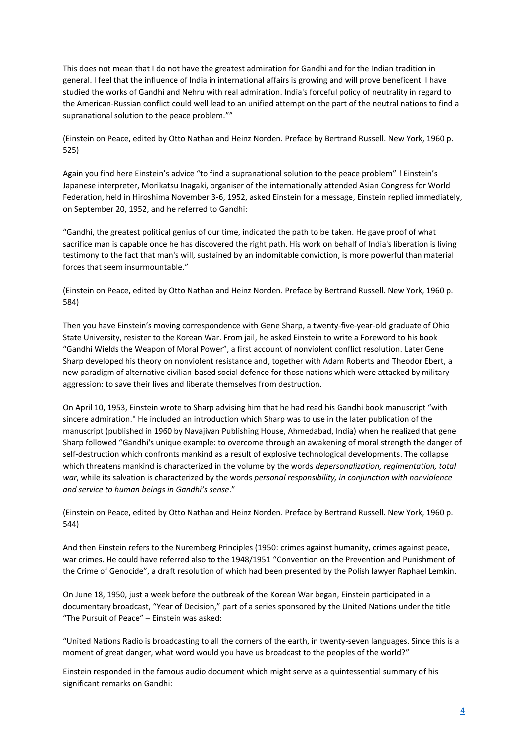This does not mean that I do not have the greatest admiration for Gandhi and for the Indian tradition in general. I feel that the influence of India in international affairs is growing and will prove beneficent. I have studied the works of Gandhi and Nehru with real admiration. India's forceful policy of neutrality in regard to the American-Russian conflict could well lead to an unified attempt on the part of the neutral nations to find a supranational solution to the peace problem.""

(Einstein on Peace, edited by Otto Nathan and Heinz Norden. Preface by Bertrand Russell. New York, 1960 p. 525)

Again you find here Einstein's advice "to find a supranational solution to the peace problem" ! Einstein's Japanese interpreter, Morikatsu Inagaki, organiser of the internationally attended Asian Congress for World Federation, held in Hiroshima November 3-6, 1952, asked Einstein for a message, Einstein replied immediately, on September 20, 1952, and he referred to Gandhi:

"Gandhi, the greatest political genius of our time, indicated the path to be taken. He gave proof of what sacrifice man is capable once he has discovered the right path. His work on behalf of India's liberation is living testimony to the fact that man's will, sustained by an indomitable conviction, is more powerful than material forces that seem insurmountable."

(Einstein on Peace, edited by Otto Nathan and Heinz Norden. Preface by Bertrand Russell. New York, 1960 p. 584)

Then you have Einstein's moving correspondence with Gene Sharp, a twenty-five-year-old graduate of Ohio State University, resister to the Korean War. From jail, he asked Einstein to write a Foreword to his book "Gandhi Wields the Weapon of Moral Power", a first account of nonviolent conflict resolution. Later Gene Sharp developed his theory on nonviolent resistance and, together with Adam Roberts and Theodor Ebert, a new paradigm of alternative civilian-based social defence for those nations which were attacked by military aggression: to save their lives and liberate themselves from destruction.

On April 10, 1953, Einstein wrote to Sharp advising him that he had read his Gandhi book manuscript "with sincere admiration." He included an introduction which Sharp was to use in the later publication of the manuscript (published in 1960 by Navajivan Publishing House, Ahmedabad, India) when he realized that gene Sharp followed "Gandhi's unique example: to overcome through an awakening of moral strength the danger of self-destruction which confronts mankind as a result of explosive technological developments. The collapse which threatens mankind is characterized in the volume by the words *depersonalization, regimentation, total war*, while its salvation is characterized by the words *personal responsibility, in conjunction with nonviolence and service to human beings in Gandhi's sense*."

(Einstein on Peace, edited by Otto Nathan and Heinz Norden. Preface by Bertrand Russell. New York, 1960 p. 544)

And then Einstein refers to the Nuremberg Principles (1950: crimes against humanity, crimes against peace, war crimes. He could have referred also to the 1948/1951 "Convention on the Prevention and Punishment of the Crime of Genocide", a draft resolution of which had been presented by the Polish lawyer Raphael Lemkin.

On June 18, 1950, just a week before the outbreak of the Korean War began, Einstein participated in a documentary broadcast, "Year of Decision," part of a series sponsored by the United Nations under the title "The Pursuit of Peace" – Einstein was asked:

"United Nations Radio is broadcasting to all the corners of the earth, in twenty-seven languages. Since this is a moment of great danger, what word would you have us broadcast to the peoples of the world?"

Einstein responded in the famous audio document which might serve as a quintessential summary of his significant remarks on Gandhi: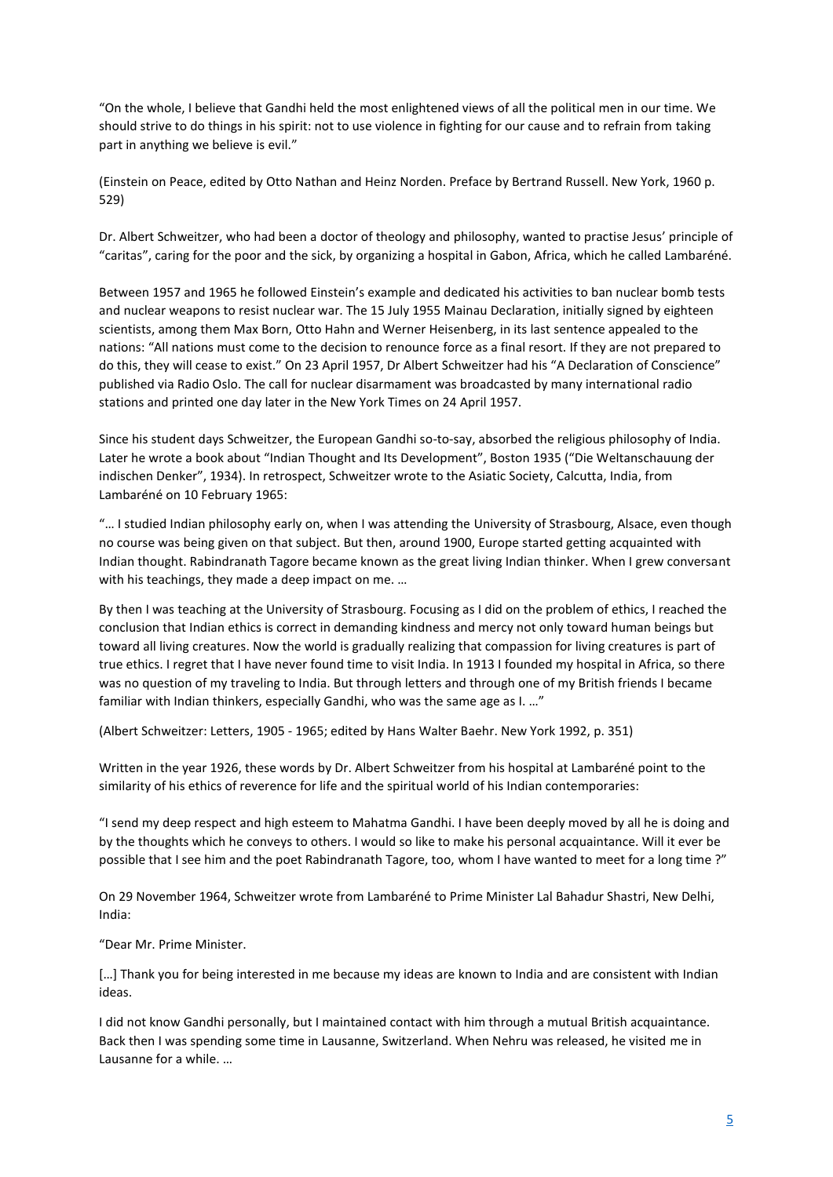"On the whole, I believe that Gandhi held the most enlightened views of all the political men in our time. We should strive to do things in his spirit: not to use violence in fighting for our cause and to refrain from taking part in anything we believe is evil."

(Einstein on Peace, edited by Otto Nathan and Heinz Norden. Preface by Bertrand Russell. New York, 1960 p. 529)

Dr. Albert Schweitzer, who had been a doctor of theology and philosophy, wanted to practise Jesus' principle of "caritas", caring for the poor and the sick, by organizing a hospital in Gabon, Africa, which he called Lambaréné.

Between 1957 and 1965 he followed Einstein's example and dedicated his activities to ban nuclear bomb tests and nuclear weapons to resist nuclear war. The 15 July 1955 Mainau Declaration, initially signed by eighteen scientists, among them Max Born, Otto Hahn and Werner Heisenberg, in its last sentence appealed to the nations: "All nations must come to the decision to renounce force as a final resort. If they are not prepared to do this, they will cease to exist." On 23 April 1957, Dr Albert Schweitzer had his "A Declaration of Conscience" published via Radio Oslo. The call for nuclear disarmament was broadcasted by many international radio stations and printed one day later in the New York Times on 24 April 1957.

Since his student days Schweitzer, the European Gandhi so-to-say, absorbed the religious philosophy of India. Later he wrote a book about "Indian Thought and Its Development", Boston 1935 ("Die Weltanschauung der indischen Denker", 1934). In retrospect, Schweitzer wrote to the Asiatic Society, Calcutta, India, from Lambaréné on 10 February 1965:

"… I studied Indian philosophy early on, when I was attending the University of Strasbourg, Alsace, even though no course was being given on that subject. But then, around 1900, Europe started getting acquainted with Indian thought. Rabindranath Tagore became known as the great living Indian thinker. When I grew conversant with his teachings, they made a deep impact on me. …

By then I was teaching at the University of Strasbourg. Focusing as I did on the problem of ethics, I reached the conclusion that Indian ethics is correct in demanding kindness and mercy not only toward human beings but toward all living creatures. Now the world is gradually realizing that compassion for living creatures is part of true ethics. I regret that I have never found time to visit India. In 1913 I founded my hospital in Africa, so there was no question of my traveling to India. But through letters and through one of my British friends I became familiar with Indian thinkers, especially Gandhi, who was the same age as I. …"

(Albert Schweitzer: Letters, 1905 - 1965; edited by Hans Walter Baehr. New York 1992, p. 351)

Written in the year 1926, these words by Dr. Albert Schweitzer from his hospital at Lambaréné point to the similarity of his ethics of reverence for life and the spiritual world of his Indian contemporaries:

"I send my deep respect and high esteem to Mahatma Gandhi. I have been deeply moved by all he is doing and by the thoughts which he conveys to others. I would so like to make his personal acquaintance. Will it ever be possible that I see him and the poet Rabindranath Tagore, too, whom I have wanted to meet for a long time ?"

On 29 November 1964, Schweitzer wrote from Lambaréné to Prime Minister Lal Bahadur Shastri, New Delhi, India:

"Dear Mr. Prime Minister.

[…] Thank you for being interested in me because my ideas are known to India and are consistent with Indian ideas.

I did not know Gandhi personally, but I maintained contact with him through a mutual British acquaintance. Back then I was spending some time in Lausanne, Switzerland. When Nehru was released, he visited me in Lausanne for a while. …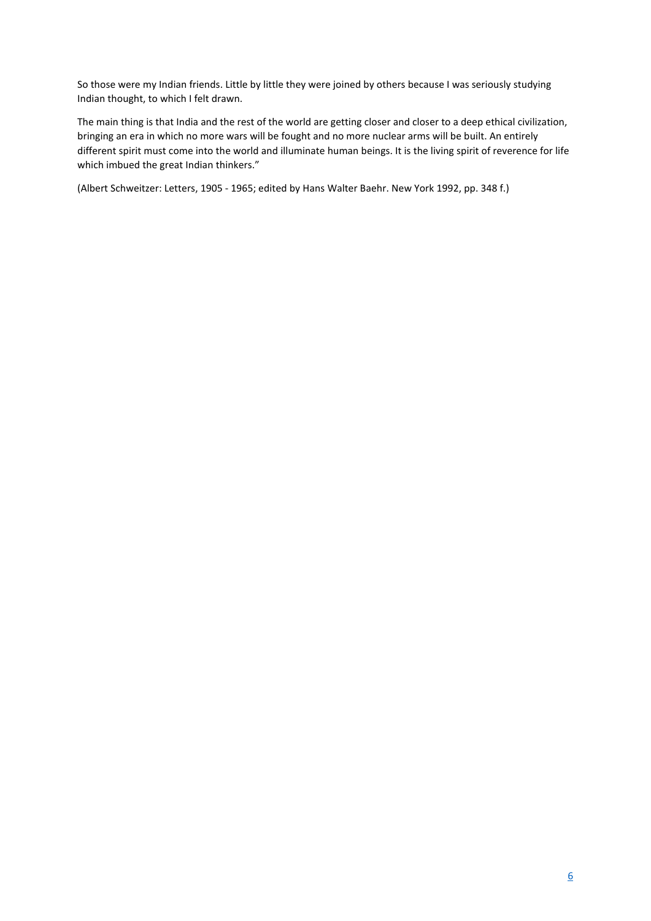So those were my Indian friends. Little by little they were joined by others because I was seriously studying Indian thought, to which I felt drawn.

The main thing is that India and the rest of the world are getting closer and closer to a deep ethical civilization, bringing an era in which no more wars will be fought and no more nuclear arms will be built. An entirely different spirit must come into the world and illuminate human beings. It is the living spirit of reverence for life which imbued the great Indian thinkers."

(Albert Schweitzer: Letters, 1905 - 1965; edited by Hans Walter Baehr. New York 1992, pp. 348 f.)